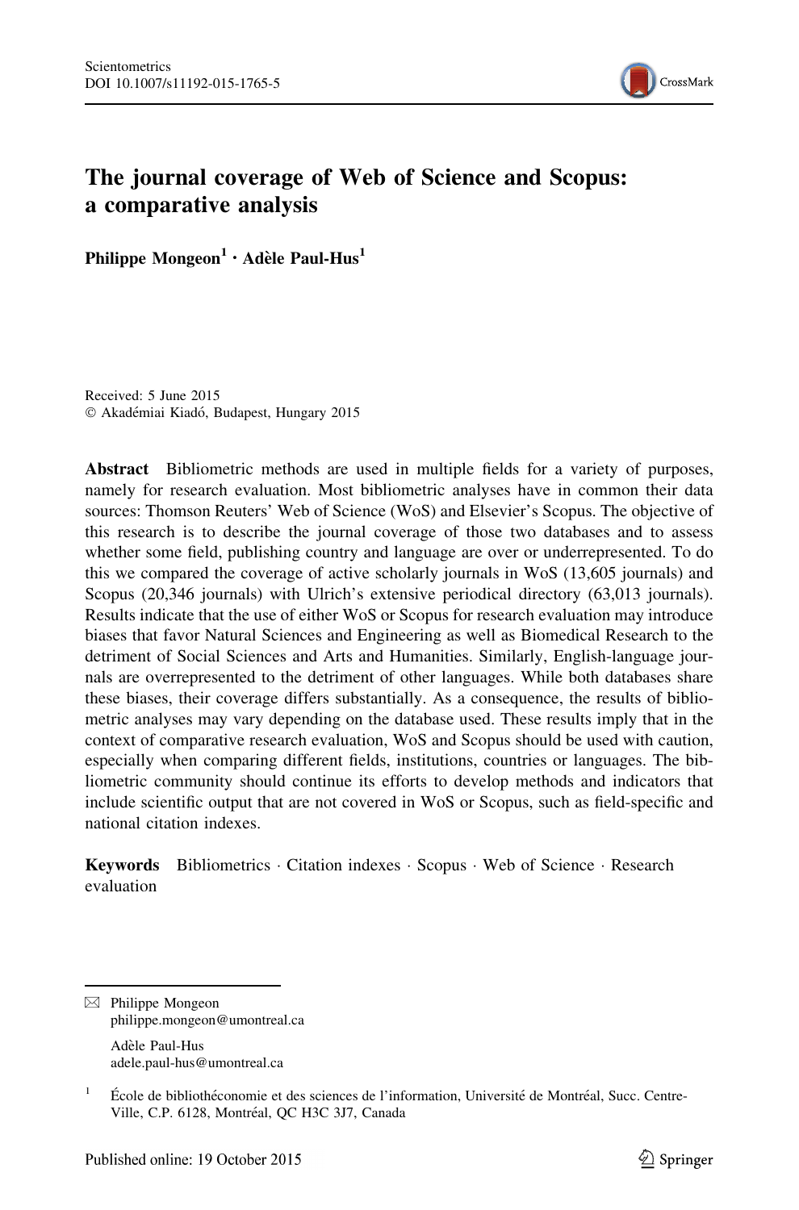# The journal coverage of Web of Science and Scopus: a comparative analysis

**Philippe Mongeon[1] · Adèle Paul-Hus[1]**

Received: 5 June 2015
© Akadémiai Kiadó, Budapest, Hungary 2015

**Abstract** Bibliometric methods are used in multiple fields for a variety of purposes, namely for research evaluation. Most bibliometric analyses have in common their data sources: Thomson Reuters' Web of Science (WoS) and Elsevier's Scopus. The objective of this research is to describe the journal coverage of those two databases and to assess whether some field, publishing country and language are over or underrepresented. To do this we compared the coverage of active scholarly journals in WoS (13,605 journals) and Scopus (20,346 journals) with Ulrich's extensive periodical directory (63,013 journals). Results indicate that the use of either WoS or Scopus for research evaluation may introduce biases that favor Natural Sciences and Engineering as well as Biomedical Research to the detriment of Social Sciences and Arts and Humanities. Similarly, English-language journals are overrepresented to the detriment of other languages. While both databases share these biases, their coverage differs substantially. As a consequence, the results of bibliometric analyses may vary depending on the database used. These results imply that in the context of comparative research evaluation, WoS and Scopus should be used with caution, especially when comparing different fields, institutions, countries or languages. The bibliometric community should continue its efforts to develop methods and indicators that include scientific output that are not covered in WoS or Scopus, such as field-specific and national citation indexes.

**Keywords** Bibliometrics · Citation indexes · Scopus · Web of Science · Research evaluation

---

✉ Philippe Mongeon
philippe.mongeon@umontreal.ca

Adèle Paul-Hus
adele.paul-hus@umontreal.ca

[1] École de bibliothéconomie et des sciences de l'information, Université de Montréal, Succ. Centre-Ville, C.P. 6128, Montréal, QC H3C 3J7, Canada

Published online: 19 October 2015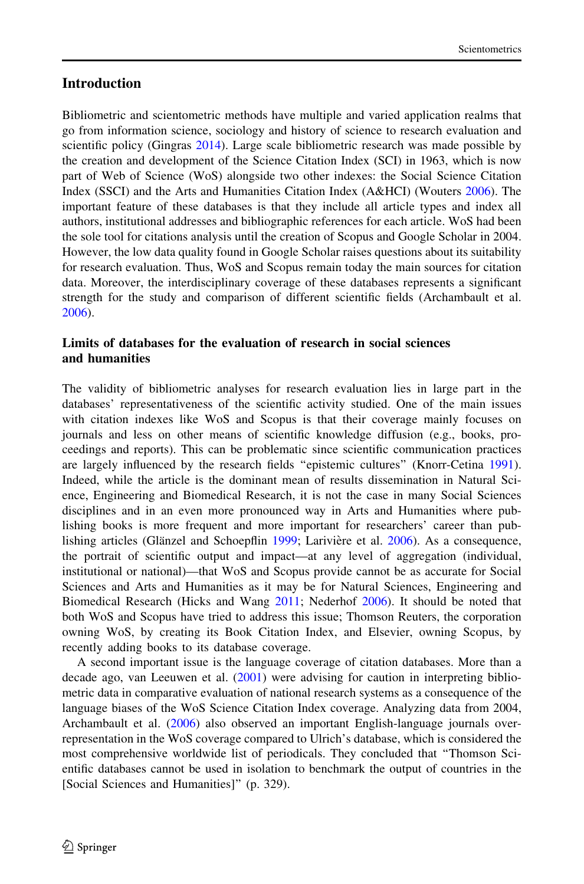## Introduction

Bibliometric and scientometric methods have multiple and varied application realms that go from information science, sociology and history of science to research evaluation and scientific policy (Gingras 2014). Large scale bibliometric research was made possible by the creation and development of the Science Citation Index (SCI) in 1963, which is now part of Web of Science (WoS) alongside two other indexes: the Social Science Citation Index (SSCI) and the Arts and Humanities Citation Index (A&HCI) (Wouters 2006). The important feature of these databases is that they include all article types and index all authors, institutional addresses and bibliographic references for each article. WoS had been the sole tool for citations analysis until the creation of Scopus and Google Scholar in 2004. However, the low data quality found in Google Scholar raises questions about its suitability for research evaluation. Thus, WoS and Scopus remain today the main sources for citation data. Moreover, the interdisciplinary coverage of these databases represents a significant strength for the study and comparison of different scientific fields (Archambault et al. 2006).

### Limits of databases for the evaluation of research in social sciences and humanities

The validity of bibliometric analyses for research evaluation lies in large part in the databases' representativeness of the scientific activity studied. One of the main issues with citation indexes like WoS and Scopus is that their coverage mainly focuses on journals and less on other means of scientific knowledge diffusion (e.g., books, proceedings and reports). This can be problematic since scientific communication practices are largely influenced by the research fields "epistemic cultures" (Knorr-Cetina 1991). Indeed, while the article is the dominant mean of results dissemination in Natural Science, Engineering and Biomedical Research, it is not the case in many Social Sciences disciplines and in an even more pronounced way in Arts and Humanities where publishing books is more frequent and more important for researchers' career than publishing articles (Glänzel and Schoepflin 1999; Larivière et al. 2006). As a consequence, the portrait of scientific output and impact—at any level of aggregation (individual, institutional or national)—that WoS and Scopus provide cannot be as accurate for Social Sciences and Arts and Humanities as it may be for Natural Sciences, Engineering and Biomedical Research (Hicks and Wang 2011; Nederhof 2006). It should be noted that both WoS and Scopus have tried to address this issue; Thomson Reuters, the corporation owning WoS, by creating its Book Citation Index, and Elsevier, owning Scopus, by recently adding books to its database coverage.

A second important issue is the language coverage of citation databases. More than a decade ago, van Leeuwen et al. (2001) were advising for caution in interpreting bibliometric data in comparative evaluation of national research systems as a consequence of the language biases of the WoS Science Citation Index coverage. Analyzing data from 2004, Archambault et al. (2006) also observed an important English-language journals overrepresentation in the WoS coverage compared to Ulrich's database, which is considered the most comprehensive worldwide list of periodicals. They concluded that "Thomson Scientific databases cannot be used in isolation to benchmark the output of countries in the [Social Sciences and Humanities]" (p. 329).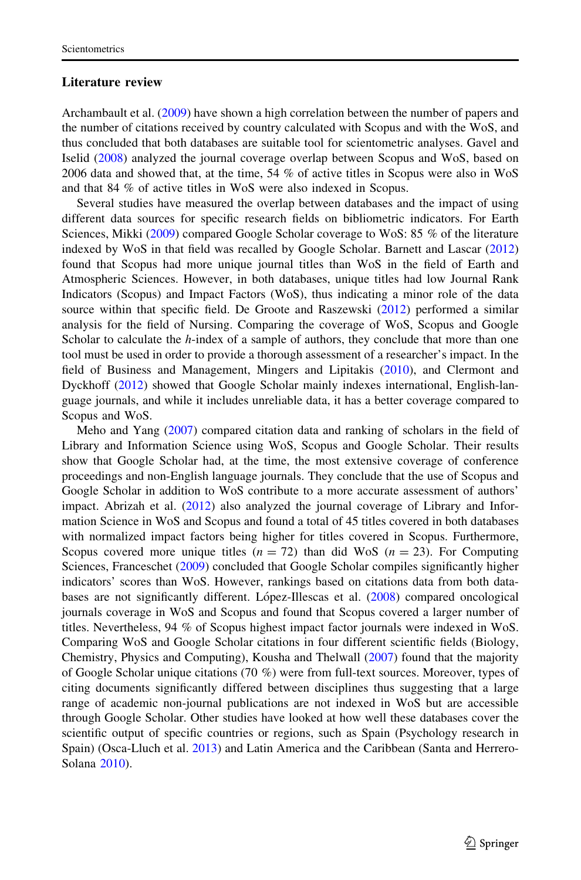## Literature review

Archambault et al. (2009) have shown a high correlation between the number of papers and the number of citations received by country calculated with Scopus and with the WoS, and thus concluded that both databases are suitable tool for scientometric analyses. Gavel and Iselid (2008) analyzed the journal coverage overlap between Scopus and WoS, based on 2006 data and showed that, at the time, 54 % of active titles in Scopus were also in WoS and that 84 % of active titles in WoS were also indexed in Scopus.

Several studies have measured the overlap between databases and the impact of using different data sources for specific research fields on bibliometric indicators. For Earth Sciences, Mikki (2009) compared Google Scholar coverage to WoS: 85 % of the literature indexed by WoS in that field was recalled by Google Scholar. Barnett and Lascar (2012) found that Scopus had more unique journal titles than WoS in the field of Earth and Atmospheric Sciences. However, in both databases, unique titles had low Journal Rank Indicators (Scopus) and Impact Factors (WoS), thus indicating a minor role of the data source within that specific field. De Groote and Raszewski (2012) performed a similar analysis for the field of Nursing. Comparing the coverage of WoS, Scopus and Google Scholar to calculate the $h$-index of a sample of authors, they conclude that more than one tool must be used in order to provide a thorough assessment of a researcher's impact. In the field of Business and Management, Mingers and Lipitakis (2010), and Clermont and Dyckhoff (2012) showed that Google Scholar mainly indexes international, English-language journals, and while it includes unreliable data, it has a better coverage compared to Scopus and WoS.

Meho and Yang (2007) compared citation data and ranking of scholars in the field of Library and Information Science using WoS, Scopus and Google Scholar. Their results show that Google Scholar had, at the time, the most extensive coverage of conference proceedings and non-English language journals. They conclude that the use of Scopus and Google Scholar in addition to WoS contribute to a more accurate assessment of authors' impact. Abrizah et al. (2012) also analyzed the journal coverage of Library and Information Science in WoS and Scopus and found a total of 45 titles covered in both databases with normalized impact factors being higher for titles covered in Scopus. Furthermore, Scopus covered more unique titles ($n = 72$) than did WoS ($n = 23$). For Computing Sciences, Franceschet (2009) concluded that Google Scholar compiles significantly higher indicators' scores than WoS. However, rankings based on citations data from both databases are not significantly different. López-Illescas et al. (2008) compared oncological journals coverage in WoS and Scopus and found that Scopus covered a larger number of titles. Nevertheless, 94 % of Scopus highest impact factor journals were indexed in WoS. Comparing WoS and Google Scholar citations in four different scientific fields (Biology, Chemistry, Physics and Computing), Kousha and Thelwall (2007) found that the majority of Google Scholar unique citations (70 %) were from full-text sources. Moreover, types of citing documents significantly differed between disciplines thus suggesting that a large range of academic non-journal publications are not indexed in WoS but are accessible through Google Scholar. Other studies have looked at how well these databases cover the scientific output of specific countries or regions, such as Spain (Psychology research in Spain) (Osca-Lluch et al. 2013) and Latin America and the Caribbean (Santa and Herrero-Solana 2010).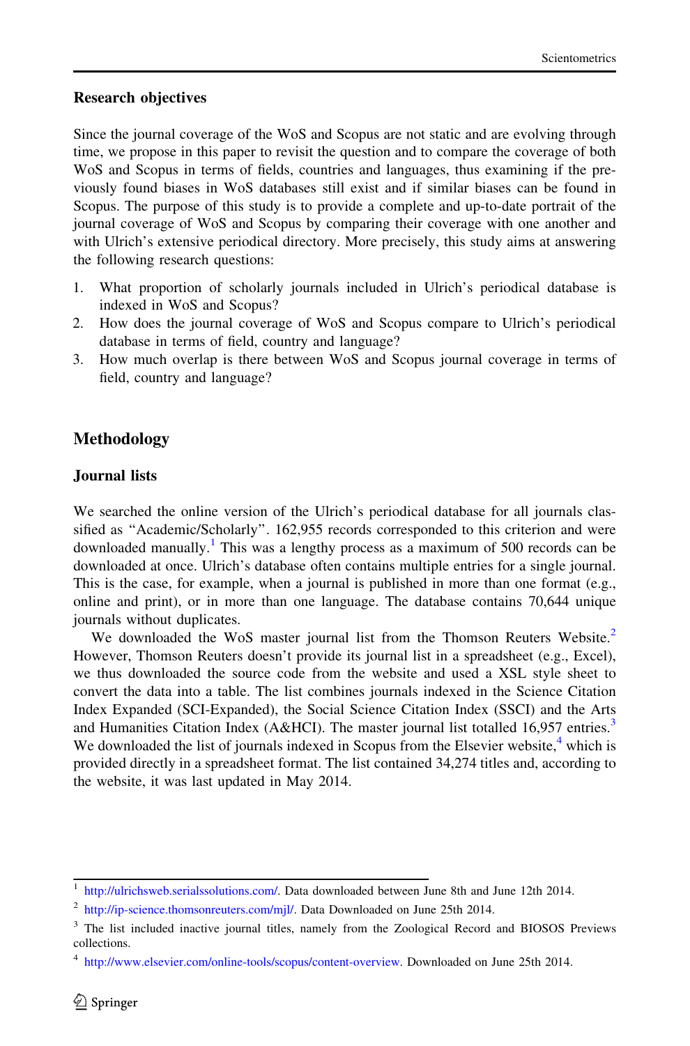### Research objectives

Since the journal coverage of the WoS and Scopus are not static and are evolving through time, we propose in this paper to revisit the question and to compare the coverage of both WoS and Scopus in terms of fields, countries and languages, thus examining if the previously found biases in WoS databases still exist and if similar biases can be found in Scopus. The purpose of this study is to provide a complete and up-to-date portrait of the journal coverage of WoS and Scopus by comparing their coverage with one another and with Ulrich's extensive periodical directory. More precisely, this study aims at answering the following research questions:

1. What proportion of scholarly journals included in Ulrich's periodical database is indexed in WoS and Scopus?
2. How does the journal coverage of WoS and Scopus compare to Ulrich's periodical database in terms of field, country and language?
3. How much overlap is there between WoS and Scopus journal coverage in terms of field, country and language?

## Methodology

### Journal lists

We searched the online version of the Ulrich's periodical database for all journals classified as "Academic/Scholarly". 162,955 records corresponded to this criterion and were downloaded manually.[1] This was a lengthy process as a maximum of 500 records can be downloaded at once. Ulrich's database often contains multiple entries for a single journal. This is the case, for example, when a journal is published in more than one format (e.g., online and print), or in more than one language. The database contains 70,644 unique journals without duplicates.

We downloaded the WoS master journal list from the Thomson Reuters Website.[2] However, Thomson Reuters doesn't provide its journal list in a spreadsheet (e.g., Excel), we thus downloaded the source code from the website and used a XSL style sheet to convert the data into a table. The list combines journals indexed in the Science Citation Index Expanded (SCI-Expanded), the Social Science Citation Index (SSCI) and the Arts and Humanities Citation Index (A&HCI). The master journal list totalled 16,957 entries.[3] We downloaded the list of journals indexed in Scopus from the Elsevier website,[4] which is provided directly in a spreadsheet format. The list contained 34,274 titles and, according to the website, it was last updated in May 2014.

[1] http://ulrichsweb.serialssolutions.com/. Data downloaded between June 8th and June 12th 2014.

[2] http://ip-science.thomsonreuters.com/mjl/. Data Downloaded on June 25th 2014.

[3] The list included inactive journal titles, namely from the Zoological Record and BIOSOS Previews collections.

[4] http://www.elsevier.com/online-tools/scopus/content-overview. Downloaded on June 25th 2014.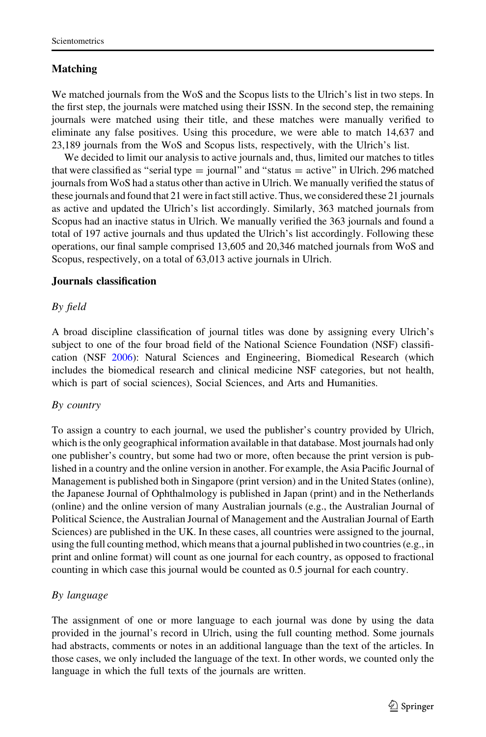### Matching

We matched journals from the WoS and the Scopus lists to the Ulrich's list in two steps. In the first step, the journals were matched using their ISSN. In the second step, the remaining journals were matched using their title, and these matches were manually verified to eliminate any false positives. Using this procedure, we were able to match 14,637 and 23,189 journals from the WoS and Scopus lists, respectively, with the Ulrich's list.

We decided to limit our analysis to active journals and, thus, limited our matches to titles that were classified as "serial type = journal" and "status = active" in Ulrich. 296 matched journals from WoS had a status other than active in Ulrich. We manually verified the status of these journals and found that 21 were in fact still active. Thus, we considered these 21 journals as active and updated the Ulrich's list accordingly. Similarly, 363 matched journals from Scopus had an inactive status in Ulrich. We manually verified the 363 journals and found a total of 197 active journals and thus updated the Ulrich's list accordingly. Following these operations, our final sample comprised 13,605 and 20,346 matched journals from WoS and Scopus, respectively, on a total of 63,013 active journals in Ulrich.

### Journals classification

*By field*

A broad discipline classification of journal titles was done by assigning every Ulrich's subject to one of the four broad field of the National Science Foundation (NSF) classification (NSF 2006): Natural Sciences and Engineering, Biomedical Research (which includes the biomedical research and clinical medicine NSF categories, but not health, which is part of social sciences), Social Sciences, and Arts and Humanities.

*By country*

To assign a country to each journal, we used the publisher's country provided by Ulrich, which is the only geographical information available in that database. Most journals had only one publisher's country, but some had two or more, often because the print version is published in a country and the online version in another. For example, the Asia Pacific Journal of Management is published both in Singapore (print version) and in the United States (online), the Japanese Journal of Ophthalmology is published in Japan (print) and in the Netherlands (online) and the online version of many Australian journals (e.g., the Australian Journal of Political Science, the Australian Journal of Management and the Australian Journal of Earth Sciences) are published in the UK. In these cases, all countries were assigned to the journal, using the full counting method, which means that a journal published in two countries (e.g., in print and online format) will count as one journal for each country, as opposed to fractional counting in which case this journal would be counted as 0.5 journal for each country.

*By language*

The assignment of one or more language to each journal was done by using the data provided in the journal's record in Ulrich, using the full counting method. Some journals had abstracts, comments or notes in an additional language than the text of the articles. In those cases, we only included the language of the text. In other words, we counted only the language in which the full texts of the journals are written.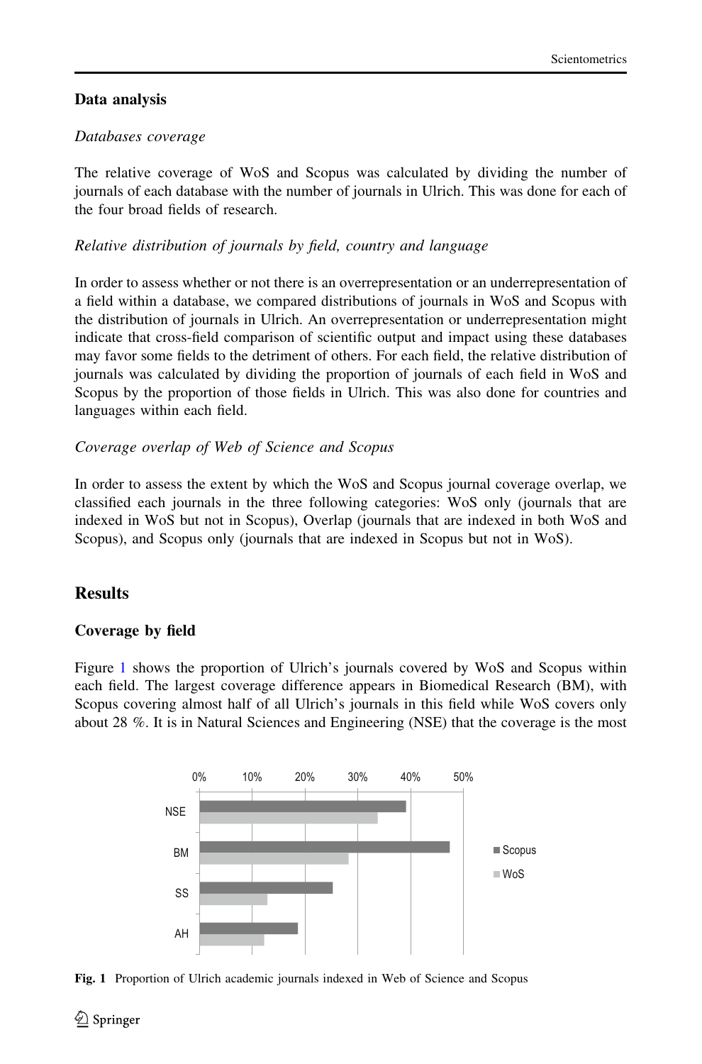## Data analysis

*Databases coverage*

The relative coverage of WoS and Scopus was calculated by dividing the number of journals of each database with the number of journals in Ulrich. This was done for each of the four broad fields of research.

*Relative distribution of journals by field, country and language*

In order to assess whether or not there is an overrepresentation or an underrepresentation of a field within a database, we compared distributions of journals in WoS and Scopus with the distribution of journals in Ulrich. An overrepresentation or underrepresentation might indicate that cross-field comparison of scientific output and impact using these databases may favor some fields to the detriment of others. For each field, the relative distribution of journals was calculated by dividing the proportion of journals of each field in WoS and Scopus by the proportion of those fields in Ulrich. This was also done for countries and languages within each field.

*Coverage overlap of Web of Science and Scopus*

In order to assess the extent by which the WoS and Scopus journal coverage overlap, we classified each journals in the three following categories: WoS only (journals that are indexed in WoS but not in Scopus), Overlap (journals that are indexed in both WoS and Scopus), and Scopus only (journals that are indexed in Scopus but not in WoS).

# Results

## Coverage by field

Figure 1 shows the proportion of Ulrich's journals covered by WoS and Scopus within each field. The largest coverage difference appears in Biomedical Research (BM), with Scopus covering almost half of all Ulrich's journals in this field while WoS covers only about 28 %. It is in Natural Sciences and Engineering (NSE) that the coverage is the most

**Fig. 1** Proportion of Ulrich academic journals indexed in Web of Science and Scopus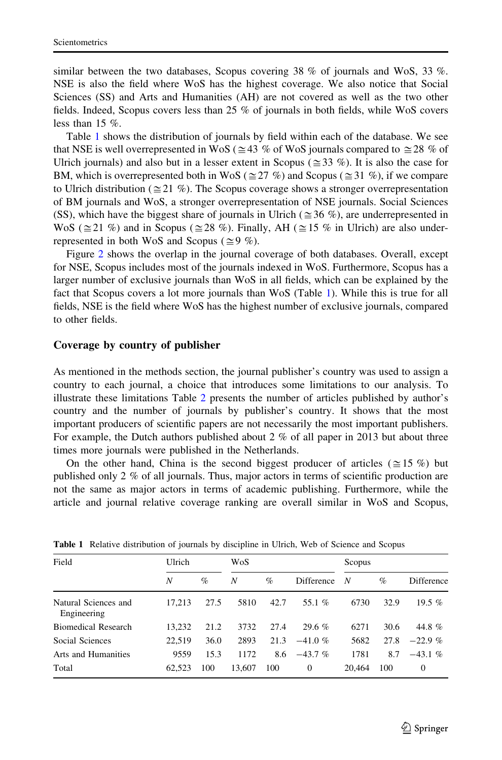similar between the two databases, Scopus covering 38 % of journals and WoS, 33 %. NSE is also the field where WoS has the highest coverage. We also notice that Social Sciences (SS) and Arts and Humanities (AH) are not covered as well as the two other fields. Indeed, Scopus covers less than 25 % of journals in both fields, while WoS covers less than 15 %.

Table 1 shows the distribution of journals by field within each of the database. We see that NSE is well overrepresented in WoS (≅43 % of WoS journals compared to ≅28 % of Ulrich journals) and also but in a lesser extent in Scopus (≅33 %). It is also the case for BM, which is overrepresented both in WoS (≅27 %) and Scopus (≅31 %), if we compare to Ulrich distribution (≅21 %). The Scopus coverage shows a stronger overrepresentation of BM journals and WoS, a stronger overrepresentation of NSE journals. Social Sciences (SS), which have the biggest share of journals in Ulrich (≅36 %), are underrepresented in WoS (≅21 %) and in Scopus (≅28 %). Finally, AH (≅15 % in Ulrich) are also underrepresented in both WoS and Scopus (≅9 %).

Figure 2 shows the overlap in the journal coverage of both databases. Overall, except for NSE, Scopus includes most of the journals indexed in WoS. Furthermore, Scopus has a larger number of exclusive journals than WoS in all fields, which can be explained by the fact that Scopus covers a lot more journals than WoS (Table 1). While this is true for all fields, NSE is the field where WoS has the highest number of exclusive journals, compared to other fields.

## Coverage by country of publisher

As mentioned in the methods section, the journal publisher's country was used to assign a country to each journal, a choice that introduces some limitations to our analysis. To illustrate these limitations Table 2 presents the number of articles published by author's country and the number of journals by publisher's country. It shows that the most important producers of scientific papers are not necessarily the most important publishers. For example, the Dutch authors published about 2 % of all paper in 2013 but about three times more journals were published in the Netherlands.

On the other hand, China is the second biggest producer of articles (≅15 %) but published only 2 % of all journals. Thus, major actors in terms of scientific production are not the same as major actors in terms of academic publishing. Furthermore, while the article and journal relative coverage ranking are overall similar in WoS and Scopus,

**Table 1** Relative distribution of journals by discipline in Ulrich, Web of Science and Scopus

| Field | Ulrich | | WoS | | | Scopus | | |
|---|---|---|---|---|---|---|---|---|
| | *N* | % | *N* | % | Difference | *N* | % | Difference |
| Natural Sciences and Engineering | 17,213 | 27.5 | 5810 | 42.7 | 55.1 % | 6730 | 32.9 | 19.5 % |
| Biomedical Research | 13,232 | 21.2 | 3732 | 27.4 | 29.6 % | 6271 | 30.6 | 44.8 % |
| Social Sciences | 22,519 | 36.0 | 2893 | 21.3 | −41.0 % | 5682 | 27.8 | −22.9 % |
| Arts and Humanities | 9559 | 15.3 | 1172 | 8.6 | −43.7 % | 1781 | 8.7 | −43.1 % |
| Total | 62,523 | 100 | 13,607 | 100 | 0 | 20,464 | 100 | 0 |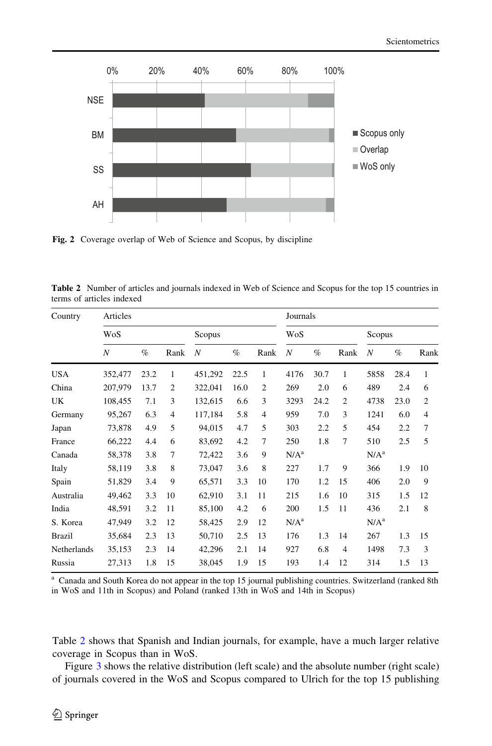Fig. 2 Coverage overlap of Web of Science and Scopus, by discipline

**Table 2** Number of articles and journals indexed in Web of Science and Scopus for the top 15 countries in terms of articles indexed

| Country | Articles | | | | | | Journals | | | | | |
|---|---|---|---|---|---|---|---|---|---|---|---|---|
| | WoS | | | Scopus | | | WoS | | | Scopus | | |
| | *N* | % | Rank | *N* | % | Rank | *N* | % | Rank | *N* | % | Rank |
| USA | 352,477 | 23.2 | 1 | 451,292 | 22.5 | 1 | 4176 | 30.7 | 1 | 5858 | 28.4 | 1 |
| China | 207,979 | 13.7 | 2 | 322,041 | 16.0 | 2 | 269 | 2.0 | 6 | 489 | 2.4 | 6 |
| UK | 108,455 | 7.1 | 3 | 132,615 | 6.6 | 3 | 3293 | 24.2 | 2 | 4738 | 23.0 | 2 |
| Germany | 95,267 | 6.3 | 4 | 117,184 | 5.8 | 4 | 959 | 7.0 | 3 | 1241 | 6.0 | 4 |
| Japan | 73,878 | 4.9 | 5 | 94,015 | 4.7 | 5 | 303 | 2.2 | 5 | 454 | 2.2 | 7 |
| France | 66,222 | 4.4 | 6 | 83,692 | 4.2 | 7 | 250 | 1.8 | 7 | 510 | 2.5 | 5 |
| Canada | 58,378 | 3.8 | 7 | 72,422 | 3.6 | 9 | N/A[a] | | | N/A[a] | | |
| Italy | 58,119 | 3.8 | 8 | 73,047 | 3.6 | 8 | 227 | 1.7 | 9 | 366 | 1.9 | 10 |
| Spain | 51,829 | 3.4 | 9 | 65,571 | 3.3 | 10 | 170 | 1.2 | 15 | 406 | 2.0 | 9 |
| Australia | 49,462 | 3.3 | 10 | 62,910 | 3.1 | 11 | 215 | 1.6 | 10 | 315 | 1.5 | 12 |
| India | 48,591 | 3.2 | 11 | 85,100 | 4.2 | 6 | 200 | 1.5 | 11 | 436 | 2.1 | 8 |
| S. Korea | 47,949 | 3.2 | 12 | 58,425 | 2.9 | 12 | N/A[a] | | | N/A[a] | | |
| Brazil | 35,684 | 2.3 | 13 | 50,710 | 2.5 | 13 | 176 | 1.3 | 14 | 267 | 1.3 | 15 |
| Netherlands | 35,153 | 2.3 | 14 | 42,296 | 2.1 | 14 | 927 | 6.8 | 4 | 1498 | 7.3 | 3 |
| Russia | 27,313 | 1.8 | 15 | 38,045 | 1.9 | 15 | 193 | 1.4 | 12 | 314 | 1.5 | 13 |

[a] Canada and South Korea do not appear in the top 15 journal publishing countries. Switzerland (ranked 8th in WoS and 11th in Scopus) and Poland (ranked 13th in WoS and 14th in Scopus)

Table 2 shows that Spanish and Indian journals, for example, have a much larger relative coverage in Scopus than in WoS.

Figure 3 shows the relative distribution (left scale) and the absolute number (right scale) of journals covered in the WoS and Scopus compared to Ulrich for the top 15 publishing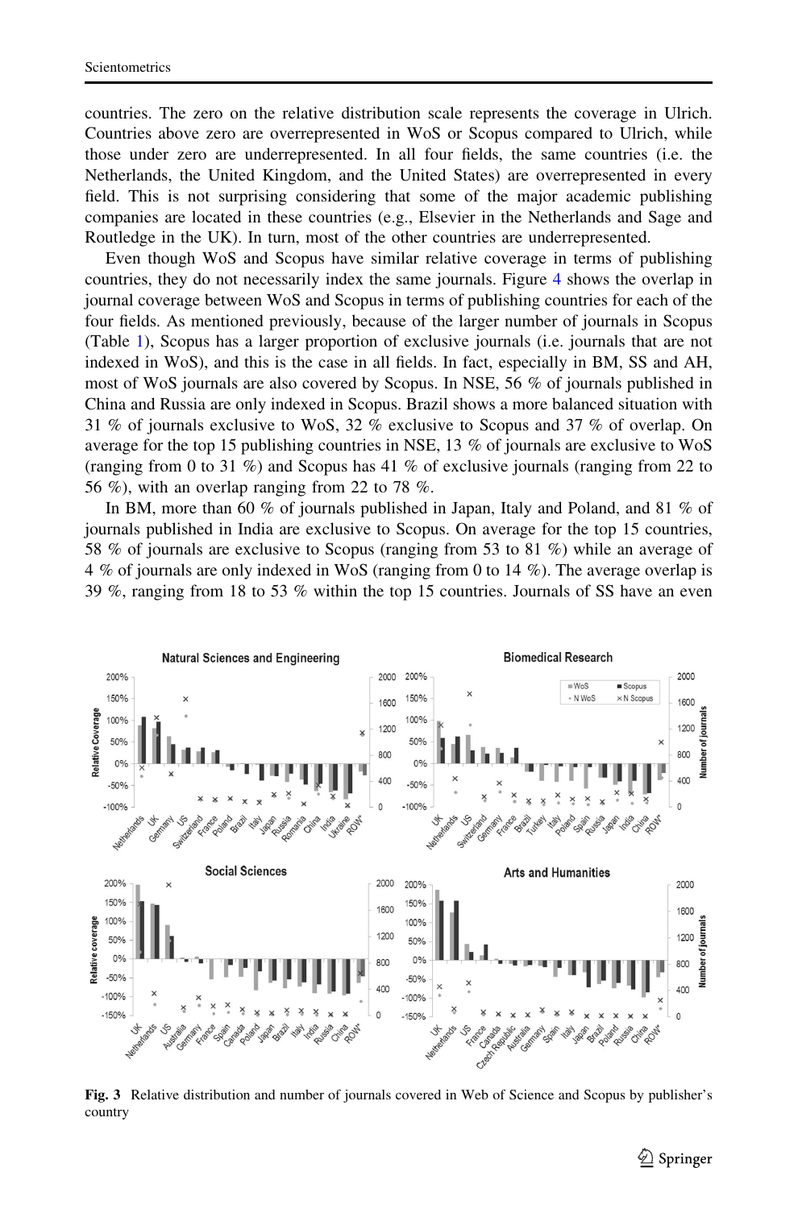countries. The zero on the relative distribution scale represents the coverage in Ulrich. Countries above zero are overrepresented in WoS or Scopus compared to Ulrich, while those under zero are underrepresented. In all four fields, the same countries (i.e. the Netherlands, the United Kingdom, and the United States) are overrepresented in every field. This is not surprising considering that some of the major academic publishing companies are located in these countries (e.g., Elsevier in the Netherlands and Sage and Routledge in the UK). In turn, most of the other countries are underrepresented.

Even though WoS and Scopus have similar relative coverage in terms of publishing countries, they do not necessarily index the same journals. Figure 4 shows the overlap in journal coverage between WoS and Scopus in terms of publishing countries for each of the four fields. As mentioned previously, because of the larger number of journals in Scopus (Table 1), Scopus has a larger proportion of exclusive journals (i.e. journals that are not indexed in WoS), and this is the case in all fields. In fact, especially in BM, SS and AH, most of WoS journals are also covered by Scopus. In NSE, 56 % of journals published in China and Russia are only indexed in Scopus. Brazil shows a more balanced situation with 31 % of journals exclusive to WoS, 32 % exclusive to Scopus and 37 % of overlap. On average for the top 15 publishing countries in NSE, 13 % of journals are exclusive to WoS (ranging from 0 to 31 %) and Scopus has 41 % of exclusive journals (ranging from 22 to 56 %), with an overlap ranging from 22 to 78 %.

In BM, more than 60 % of journals published in Japan, Italy and Poland, and 81 % of journals published in India are exclusive to Scopus. On average for the top 15 countries, 58 % of journals are exclusive to Scopus (ranging from 53 to 81 %) while an average of 4 % of journals are only indexed in WoS (ranging from 0 to 14 %). The average overlap is 39 %, ranging from 18 to 53 % within the top 15 countries. Journals of SS have an even

**Fig. 3** Relative distribution and number of journals covered in Web of Science and Scopus by publisher's country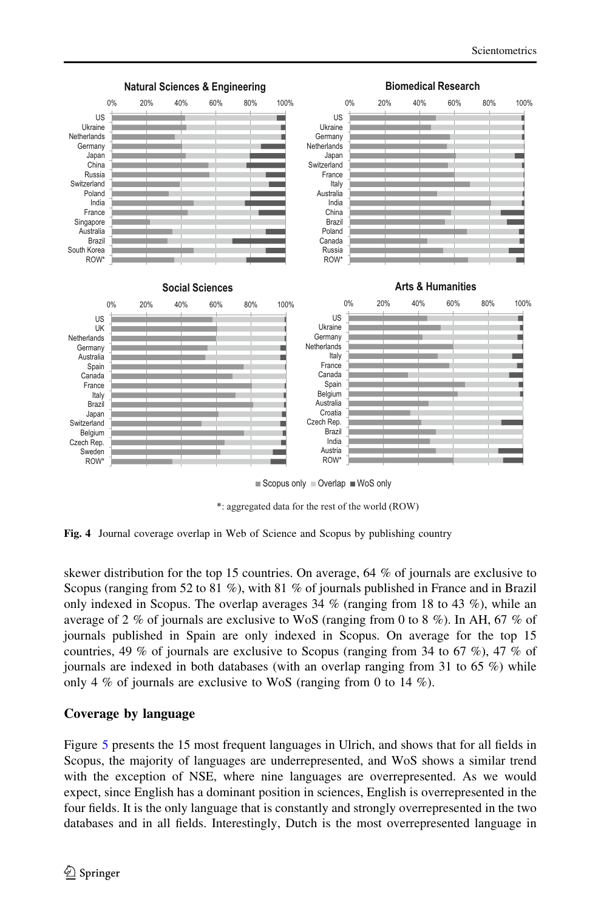**Fig. 4** Journal coverage overlap in Web of Science and Scopus by publishing country

skewer distribution for the top 15 countries. On average, 64 % of journals are exclusive to Scopus (ranging from 52 to 81 %), with 81 % of journals published in France and in Brazil only indexed in Scopus. The overlap averages 34 % (ranging from 18 to 43 %), while an average of 2 % of journals are exclusive to WoS (ranging from 0 to 8 %). In AH, 67 % of journals published in Spain are only indexed in Scopus. On average for the top 15 countries, 49 % of journals are exclusive to Scopus (ranging from 34 to 67 %), 47 % of journals are indexed in both databases (with an overlap ranging from 31 to 65 %) while only 4 % of journals are exclusive to WoS (ranging from 0 to 14 %).

## Coverage by language

Figure 5 presents the 15 most frequent languages in Ulrich, and shows that for all fields in Scopus, the majority of languages are underrepresented, and WoS shows a similar trend with the exception of NSE, where nine languages are overrepresented. As we would expect, since English has a dominant position in sciences, English is overrepresented in the four fields. It is the only language that is constantly and strongly overrepresented in the two databases and in all fields. Interestingly, Dutch is the most overrepresented language in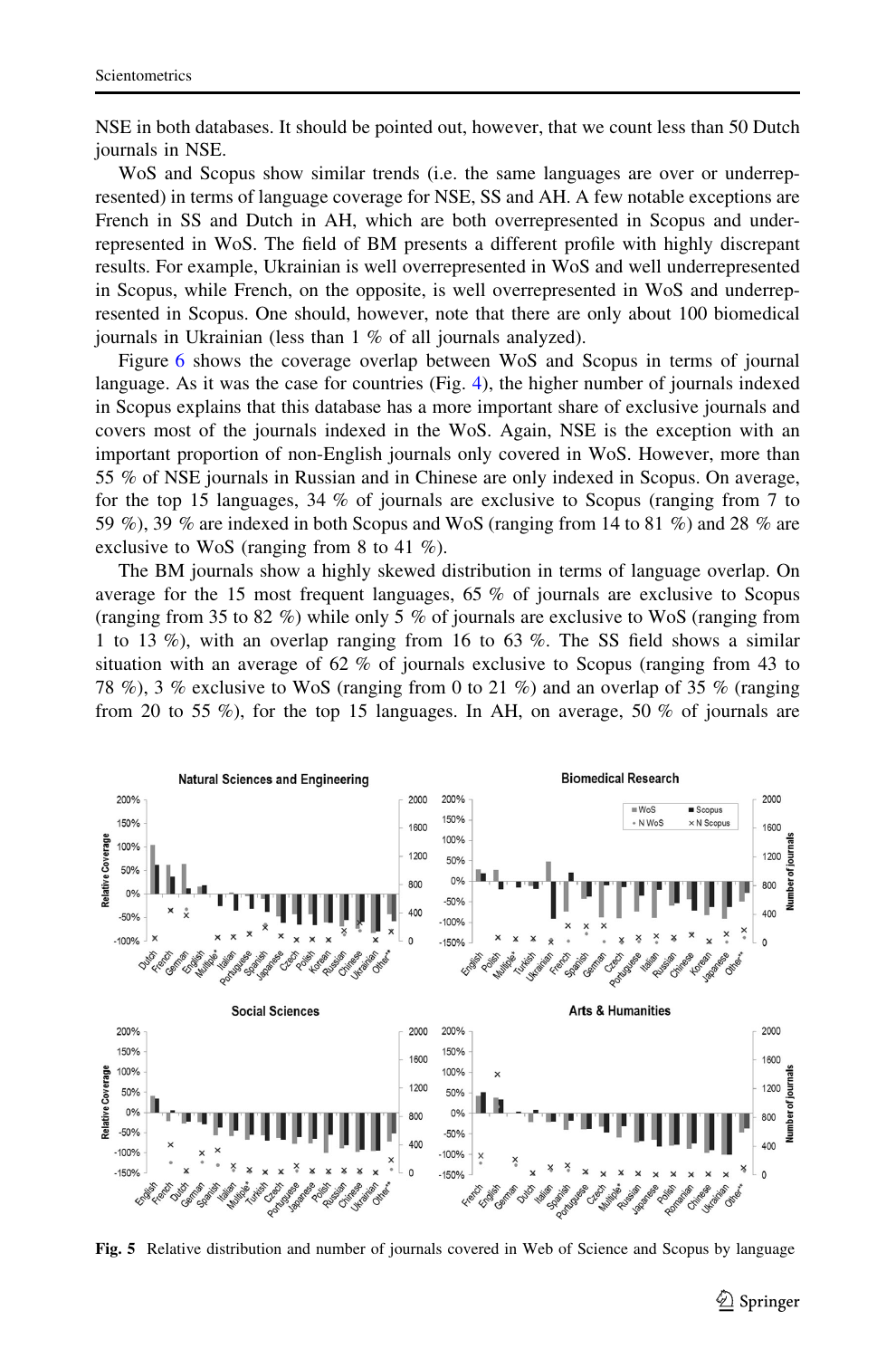NSE in both databases. It should be pointed out, however, that we count less than 50 Dutch journals in NSE.

WoS and Scopus show similar trends (i.e. the same languages are over or underrepresented) in terms of language coverage for NSE, SS and AH. A few notable exceptions are French in SS and Dutch in AH, which are both overrepresented in Scopus and underrepresented in WoS. The field of BM presents a different profile with highly discrepant results. For example, Ukrainian is well overrepresented in WoS and well underrepresented in Scopus, while French, on the opposite, is well overrepresented in WoS and underrepresented in Scopus. One should, however, note that there are only about 100 biomedical journals in Ukrainian (less than 1 % of all journals analyzed).

Figure 6 shows the coverage overlap between WoS and Scopus in terms of journal language. As it was the case for countries (Fig. 4), the higher number of journals indexed in Scopus explains that this database has a more important share of exclusive journals and covers most of the journals indexed in the WoS. Again, NSE is the exception with an important proportion of non-English journals only covered in WoS. However, more than 55 % of NSE journals in Russian and in Chinese are only indexed in Scopus. On average, for the top 15 languages, 34 % of journals are exclusive to Scopus (ranging from 7 to 59 %), 39 % are indexed in both Scopus and WoS (ranging from 14 to 81 %) and 28 % are exclusive to WoS (ranging from 8 to 41 %).

The BM journals show a highly skewed distribution in terms of language overlap. On average for the 15 most frequent languages, 65 % of journals are exclusive to Scopus (ranging from 35 to 82 %) while only 5 % of journals are exclusive to WoS (ranging from 1 to 13 %), with an overlap ranging from 16 to 63 %. The SS field shows a similar situation with an average of 62 % of journals exclusive to Scopus (ranging from 43 to 78 %), 3 % exclusive to WoS (ranging from 0 to 21 %) and an overlap of 35 % (ranging from 20 to 55 %), for the top 15 languages. In AH, on average, 50 % of journals are

**Fig. 5** Relative distribution and number of journals covered in Web of Science and Scopus by language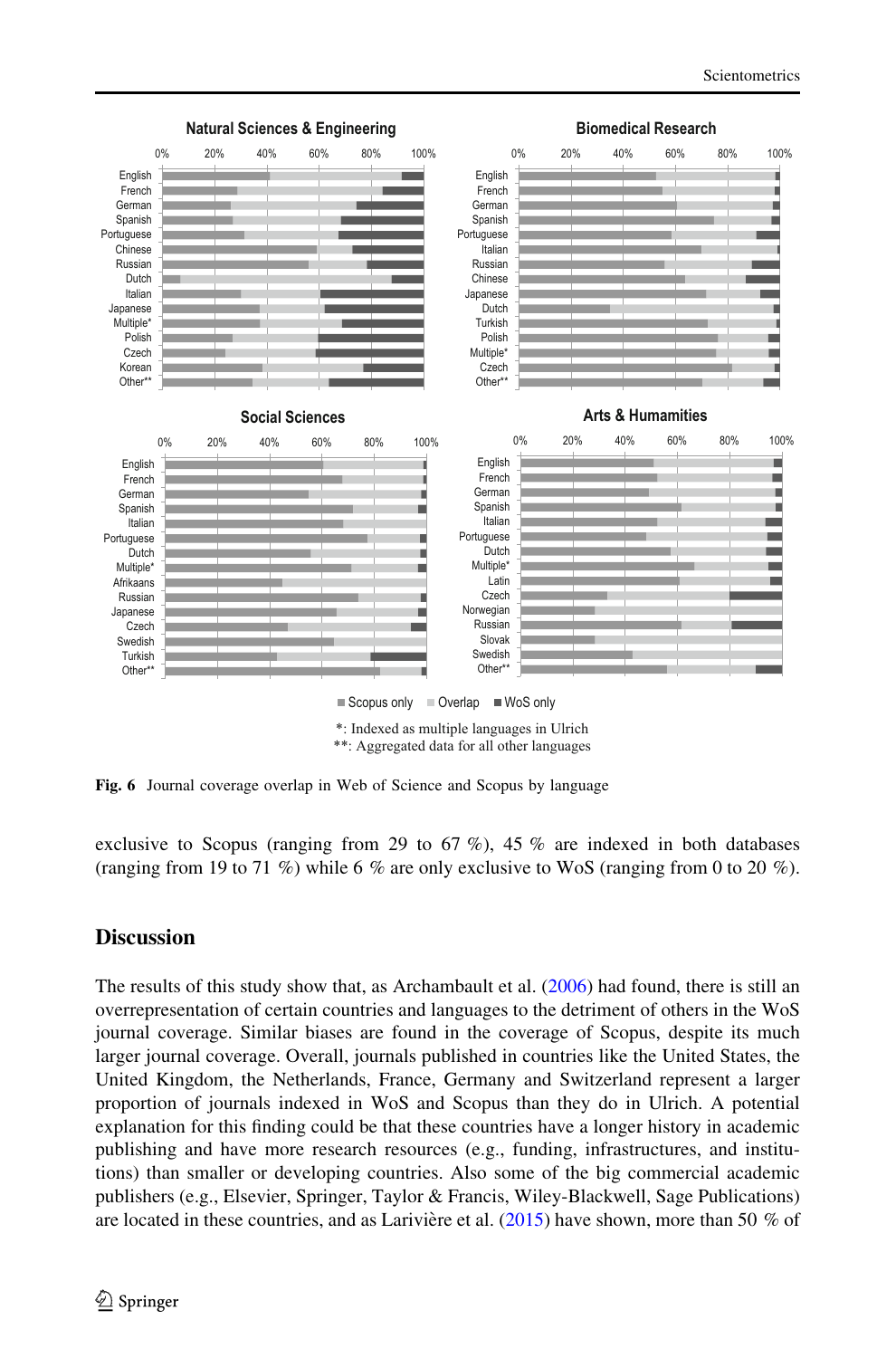Fig. 6 Journal coverage overlap in Web of Science and Scopus by language

exclusive to Scopus (ranging from 29 to 67 %), 45 % are indexed in both databases (ranging from 19 to 71 %) while 6 % are only exclusive to WoS (ranging from 0 to 20 %).

## Discussion

The results of this study show that, as Archambault et al. (2006) had found, there is still an overrepresentation of certain countries and languages to the detriment of others in the WoS journal coverage. Similar biases are found in the coverage of Scopus, despite its much larger journal coverage. Overall, journals published in countries like the United States, the United Kingdom, the Netherlands, France, Germany and Switzerland represent a larger proportion of journals indexed in WoS and Scopus than they do in Ulrich. A potential explanation for this finding could be that these countries have a longer history in academic publishing and have more research resources (e.g., funding, infrastructures, and institutions) than smaller or developing countries. Also some of the big commercial academic publishers (e.g., Elsevier, Springer, Taylor & Francis, Wiley-Blackwell, Sage Publications) are located in these countries, and as Larivière et al. (2015) have shown, more than 50 % of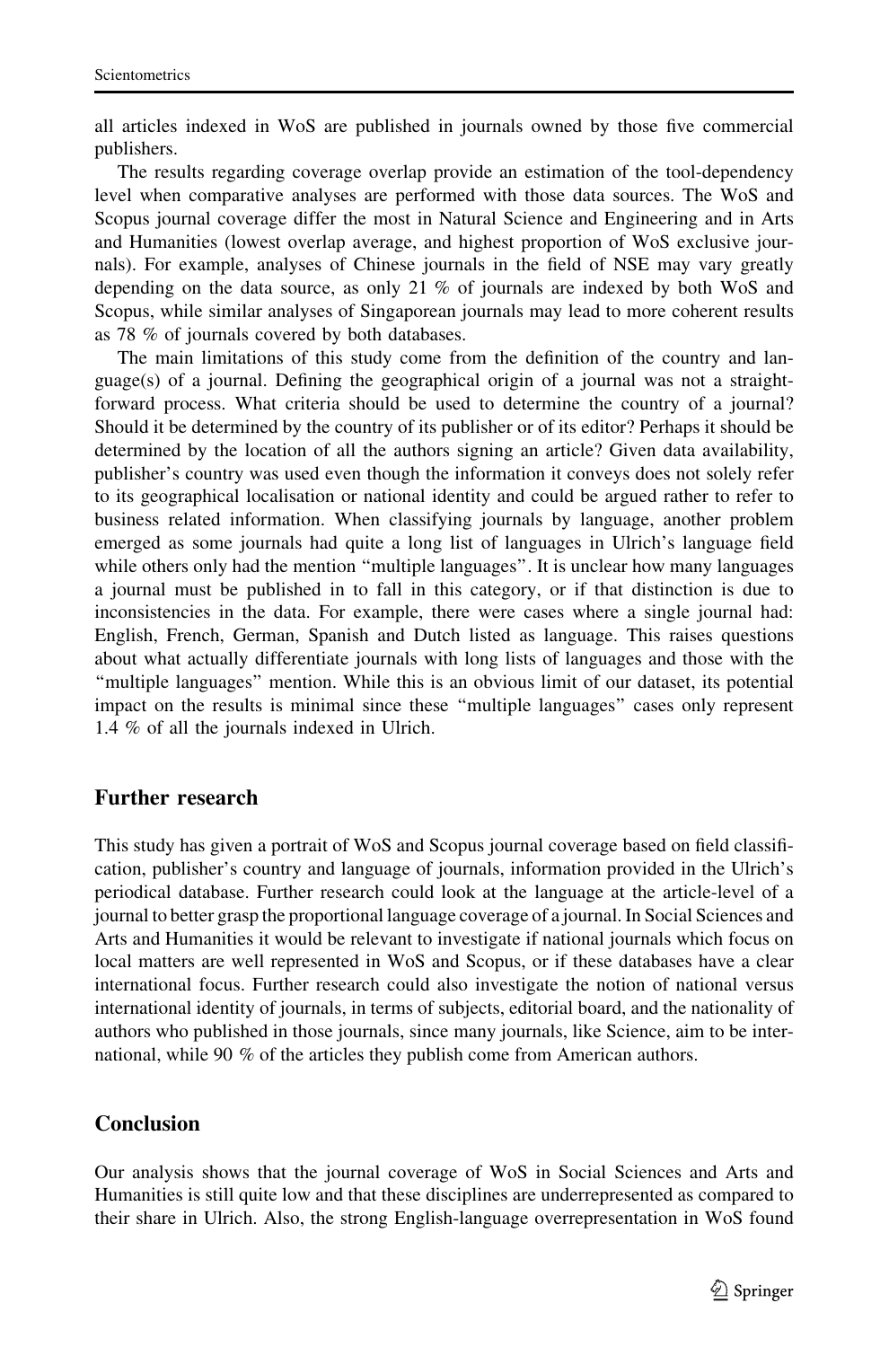all articles indexed in WoS are published in journals owned by those five commercial publishers.

The results regarding coverage overlap provide an estimation of the tool-dependency level when comparative analyses are performed with those data sources. The WoS and Scopus journal coverage differ the most in Natural Science and Engineering and in Arts and Humanities (lowest overlap average, and highest proportion of WoS exclusive journals). For example, analyses of Chinese journals in the field of NSE may vary greatly depending on the data source, as only 21 % of journals are indexed by both WoS and Scopus, while similar analyses of Singaporean journals may lead to more coherent results as 78 % of journals covered by both databases.

The main limitations of this study come from the definition of the country and language(s) of a journal. Defining the geographical origin of a journal was not a straightforward process. What criteria should be used to determine the country of a journal? Should it be determined by the country of its publisher or of its editor? Perhaps it should be determined by the location of all the authors signing an article? Given data availability, publisher's country was used even though the information it conveys does not solely refer to its geographical localisation or national identity and could be argued rather to refer to business related information. When classifying journals by language, another problem emerged as some journals had quite a long list of languages in Ulrich's language field while others only had the mention "multiple languages". It is unclear how many languages a journal must be published in to fall in this category, or if that distinction is due to inconsistencies in the data. For example, there were cases where a single journal had: English, French, German, Spanish and Dutch listed as language. This raises questions about what actually differentiate journals with long lists of languages and those with the "multiple languages" mention. While this is an obvious limit of our dataset, its potential impact on the results is minimal since these "multiple languages" cases only represent 1.4 % of all the journals indexed in Ulrich.

## Further research

This study has given a portrait of WoS and Scopus journal coverage based on field classification, publisher's country and language of journals, information provided in the Ulrich's periodical database. Further research could look at the language at the article-level of a journal to better grasp the proportional language coverage of a journal. In Social Sciences and Arts and Humanities it would be relevant to investigate if national journals which focus on local matters are well represented in WoS and Scopus, or if these databases have a clear international focus. Further research could also investigate the notion of national versus international identity of journals, in terms of subjects, editorial board, and the nationality of authors who published in those journals, since many journals, like Science, aim to be international, while 90 % of the articles they publish come from American authors.

## Conclusion

Our analysis shows that the journal coverage of WoS in Social Sciences and Arts and Humanities is still quite low and that these disciplines are underrepresented as compared to their share in Ulrich. Also, the strong English-language overrepresentation in WoS found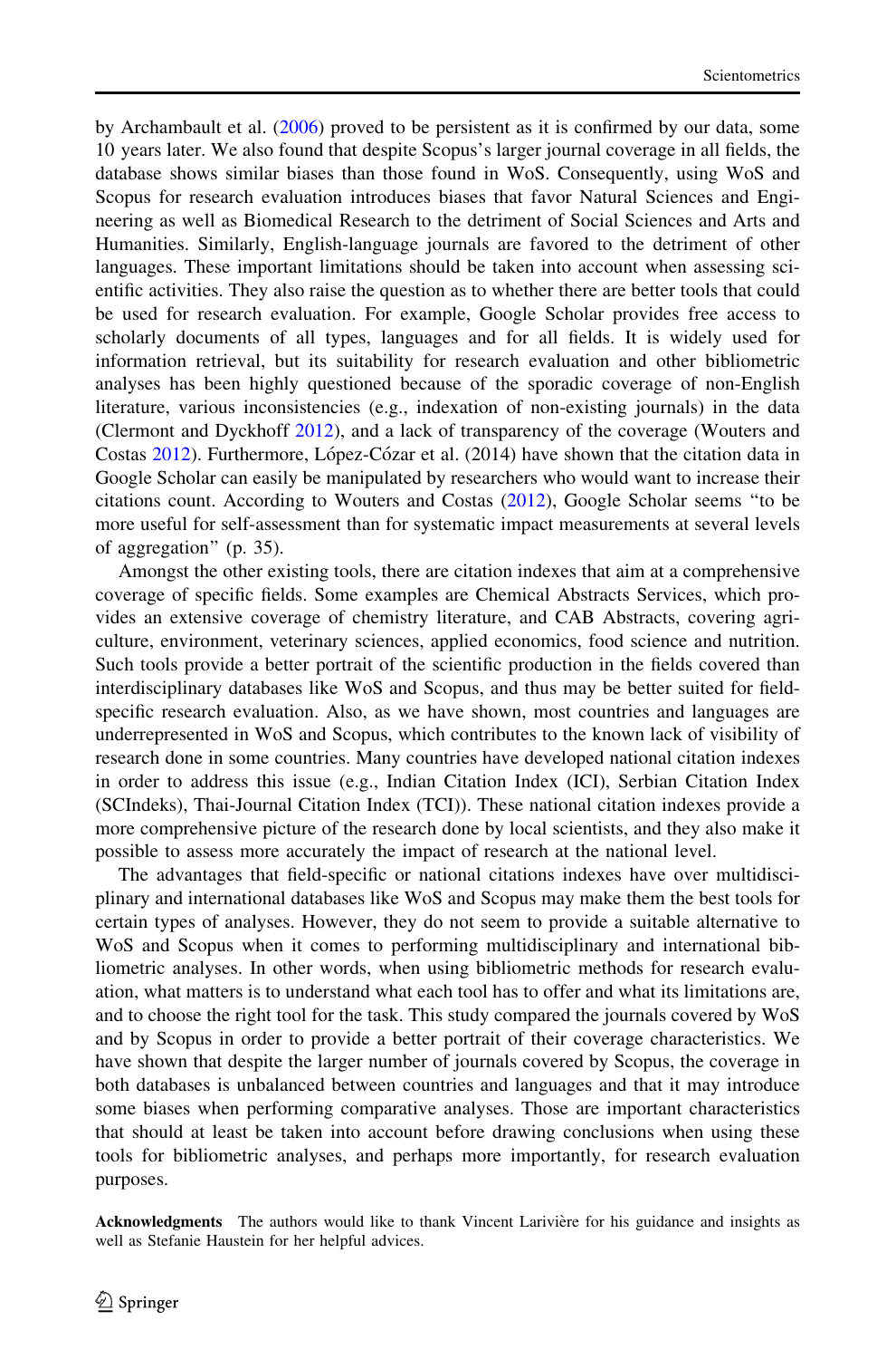by Archambault et al. (2006) proved to be persistent as it is confirmed by our data, some 10 years later. We also found that despite Scopus's larger journal coverage in all fields, the database shows similar biases than those found in WoS. Consequently, using WoS and Scopus for research evaluation introduces biases that favor Natural Sciences and Engineering as well as Biomedical Research to the detriment of Social Sciences and Arts and Humanities. Similarly, English-language journals are favored to the detriment of other languages. These important limitations should be taken into account when assessing scientific activities. They also raise the question as to whether there are better tools that could be used for research evaluation. For example, Google Scholar provides free access to scholarly documents of all types, languages and for all fields. It is widely used for information retrieval, but its suitability for research evaluation and other bibliometric analyses has been highly questioned because of the sporadic coverage of non-English literature, various inconsistencies (e.g., indexation of non-existing journals) in the data (Clermont and Dyckhoff 2012), and a lack of transparency of the coverage (Wouters and Costas 2012). Furthermore, López-Cózar et al. (2014) have shown that the citation data in Google Scholar can easily be manipulated by researchers who would want to increase their citations count. According to Wouters and Costas (2012), Google Scholar seems "to be more useful for self-assessment than for systematic impact measurements at several levels of aggregation" (p. 35).

Amongst the other existing tools, there are citation indexes that aim at a comprehensive coverage of specific fields. Some examples are Chemical Abstracts Services, which provides an extensive coverage of chemistry literature, and CAB Abstracts, covering agriculture, environment, veterinary sciences, applied economics, food science and nutrition. Such tools provide a better portrait of the scientific production in the fields covered than interdisciplinary databases like WoS and Scopus, and thus may be better suited for field-specific research evaluation. Also, as we have shown, most countries and languages are underrepresented in WoS and Scopus, which contributes to the known lack of visibility of research done in some countries. Many countries have developed national citation indexes in order to address this issue (e.g., Indian Citation Index (ICI), Serbian Citation Index (SCIndeks), Thai-Journal Citation Index (TCI)). These national citation indexes provide a more comprehensive picture of the research done by local scientists, and they also make it possible to assess more accurately the impact of research at the national level.

The advantages that field-specific or national citations indexes have over multidisciplinary and international databases like WoS and Scopus may make them the best tools for certain types of analyses. However, they do not seem to provide a suitable alternative to WoS and Scopus when it comes to performing multidisciplinary and international bibliometric analyses. In other words, when using bibliometric methods for research evaluation, what matters is to understand what each tool has to offer and what its limitations are, and to choose the right tool for the task. This study compared the journals covered by WoS and by Scopus in order to provide a better portrait of their coverage characteristics. We have shown that despite the larger number of journals covered by Scopus, the coverage in both databases is unbalanced between countries and languages and that it may introduce some biases when performing comparative analyses. Those are important characteristics that should at least be taken into account before drawing conclusions when using these tools for bibliometric analyses, and perhaps more importantly, for research evaluation purposes.

**Acknowledgments** The authors would like to thank Vincent Larivière for his guidance and insights as well as Stefanie Haustein for her helpful advices.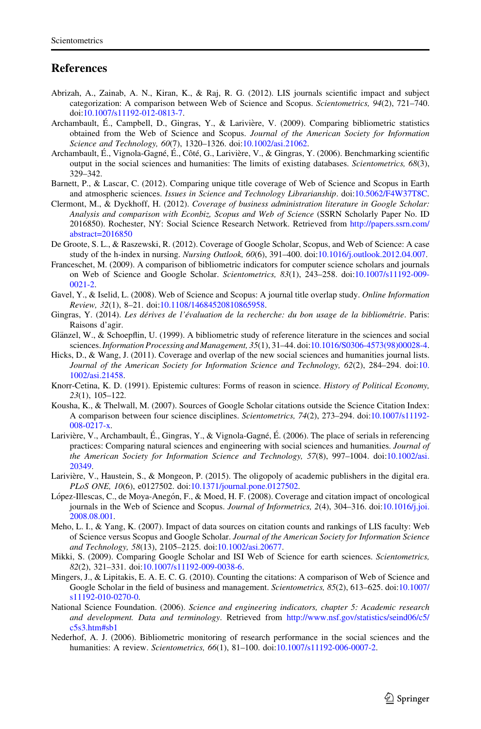## References

Abrizah, A., Zainab, A. N., Kiran, K., & Raj, R. G. (2012). LIS journals scientific impact and subject categorization: A comparison between Web of Science and Scopus. *Scientometrics, 94*(2), 721–740. doi:10.1007/s11192-012-0813-7.

Archambault, É., Campbell, D., Gingras, Y., & Larivière, V. (2009). Comparing bibliometric statistics obtained from the Web of Science and Scopus. *Journal of the American Society for Information Science and Technology, 60*(7), 1320–1326. doi:10.1002/asi.21062.

Archambault, É., Vignola-Gagné, É., Côté, G., Larivière, V., & Gingras, Y. (2006). Benchmarking scientific output in the social sciences and humanities: The limits of existing databases. *Scientometrics, 68*(3), 329–342.

Barnett, P., & Lascar, C. (2012). Comparing unique title coverage of Web of Science and Scopus in Earth and atmospheric sciences. *Issues in Science and Technology Librarianship*. doi:10.5062/F4W37T8C.

Clermont, M., & Dyckhoff, H. (2012). *Coverage of business administration literature in Google Scholar: Analysis and comparison with Econbiz, Scopus and Web of Science* (SSRN Scholarly Paper No. ID 2016850). Rochester, NY: Social Science Research Network. Retrieved from http://papers.ssrn.com/abstract=2016850

De Groote, S. L., & Raszewski, R. (2012). Coverage of Google Scholar, Scopus, and Web of Science: A case study of the h-index in nursing. *Nursing Outlook, 60*(6), 391–400. doi:10.1016/j.outlook.2012.04.007.

Franceschet, M. (2009). A comparison of bibliometric indicators for computer science scholars and journals on Web of Science and Google Scholar. *Scientometrics, 83*(1), 243–258. doi:10.1007/s11192-009-0021-2.

Gavel, Y., & Iselid, L. (2008). Web of Science and Scopus: A journal title overlap study. *Online Information Review, 32*(1), 8–21. doi:10.1108/14684520810865958.

Gingras, Y. (2014). *Les dérives de l'évaluation de la recherche: du bon usage de la bibliométrie*. Paris: Raisons d'agir.

Glänzel, W., & Schoepflin, U. (1999). A bibliometric study of reference literature in the sciences and social sciences. *Information Processing and Management, 35*(1), 31–44. doi:10.1016/S0306-4573(98)00028-4.

Hicks, D., & Wang, J. (2011). Coverage and overlap of the new social sciences and humanities journal lists. *Journal of the American Society for Information Science and Technology, 62*(2), 284–294. doi:10.1002/asi.21458.

Knorr-Cetina, K. D. (1991). Epistemic cultures: Forms of reason in science. *History of Political Economy, 23*(1), 105–122.

Kousha, K., & Thelwall, M. (2007). Sources of Google Scholar citations outside the Science Citation Index: A comparison between four science disciplines. *Scientometrics, 74*(2), 273–294. doi:10.1007/s11192-008-0217-x.

Larivière, V., Archambault, É., Gingras, Y., & Vignola-Gagné, É. (2006). The place of serials in referencing practices: Comparing natural sciences and engineering with social sciences and humanities. *Journal of the American Society for Information Science and Technology, 57*(8), 997–1004. doi:10.1002/asi.20349.

Larivière, V., Haustein, S., & Mongeon, P. (2015). The oligopoly of academic publishers in the digital era. *PLoS ONE, 10*(6), e0127502. doi:10.1371/journal.pone.0127502.

López-Illescas, C., de Moya-Anegón, F., & Moed, H. F. (2008). Coverage and citation impact of oncological journals in the Web of Science and Scopus. *Journal of Informetrics, 2*(4), 304–316. doi:10.1016/j.joi.2008.08.001.

Meho, L. I., & Yang, K. (2007). Impact of data sources on citation counts and rankings of LIS faculty: Web of Science versus Scopus and Google Scholar. *Journal of the American Society for Information Science and Technology, 58*(13), 2105–2125. doi:10.1002/asi.20677.

Mikki, S. (2009). Comparing Google Scholar and ISI Web of Science for earth sciences. *Scientometrics, 82*(2), 321–331. doi:10.1007/s11192-009-0038-6.

Mingers, J., & Lipitakis, E. A. E. C. G. (2010). Counting the citations: A comparison of Web of Science and Google Scholar in the field of business and management. *Scientometrics, 85*(2), 613–625. doi:10.1007/s11192-010-0270-0.

National Science Foundation. (2006). *Science and engineering indicators, chapter 5: Academic research and development. Data and terminology*. Retrieved from http://www.nsf.gov/statistics/seind06/c5/c5s3.htm#sb1

Nederhof, A. J. (2006). Bibliometric monitoring of research performance in the social sciences and the humanities: A review. *Scientometrics, 66*(1), 81–100. doi:10.1007/s11192-006-0007-2.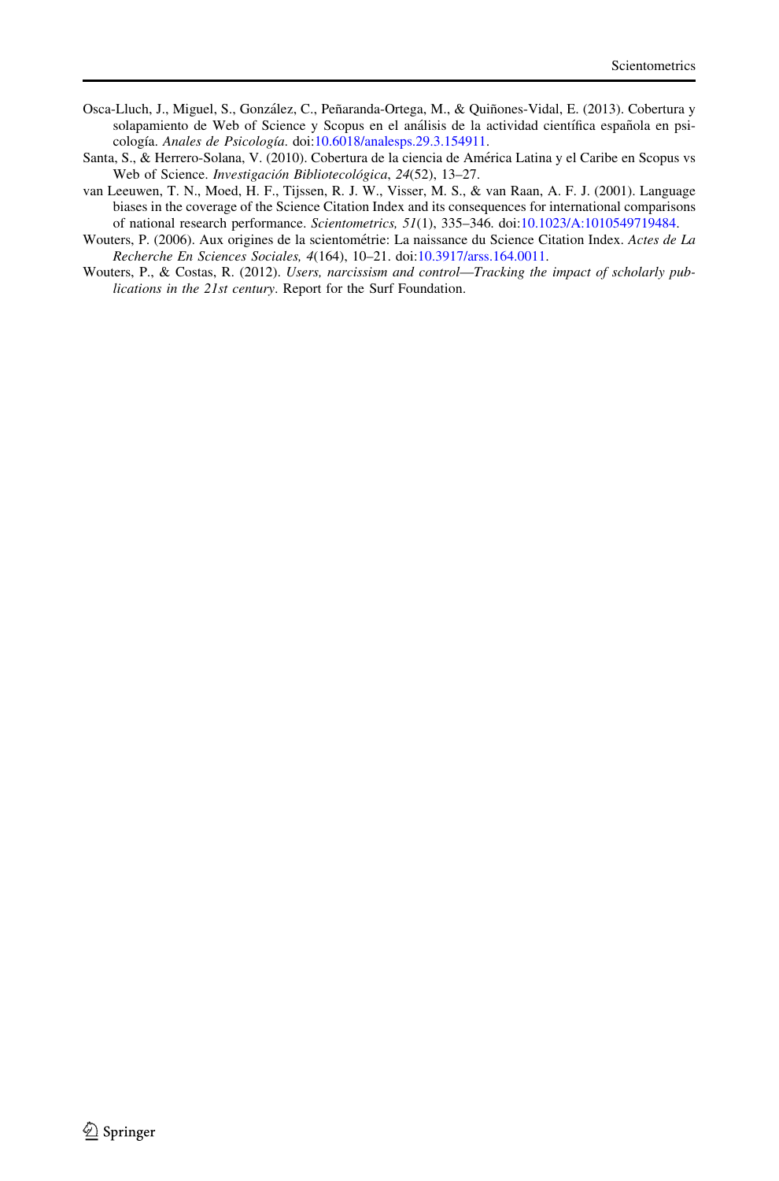Osca-Lluch, J., Miguel, S., González, C., Peñaranda-Ortega, M., & Quiñones-Vidal, E. (2013). Cobertura y solapamiento de Web of Science y Scopus en el análisis de la actividad científica española en psicología. *Anales de Psicología*. doi:10.6018/analesps.29.3.154911.

Santa, S., & Herrero-Solana, V. (2010). Cobertura de la ciencia de América Latina y el Caribe en Scopus vs Web of Science. *Investigación Bibliotecológica*, *24*(52), 13–27.

van Leeuwen, T. N., Moed, H. F., Tijssen, R. J. W., Visser, M. S., & van Raan, A. F. J. (2001). Language biases in the coverage of the Science Citation Index and its consequences for international comparisons of national research performance. *Scientometrics, 51*(1), 335–346. doi:10.1023/A:1010549719484.

Wouters, P. (2006). Aux origines de la scientométrie: La naissance du Science Citation Index. *Actes de La Recherche En Sciences Sociales, 4*(164), 10–21. doi:10.3917/arss.164.0011.

Wouters, P., & Costas, R. (2012). *Users, narcissism and control—Tracking the impact of scholarly publications in the 21st century*. Report for the Surf Foundation.